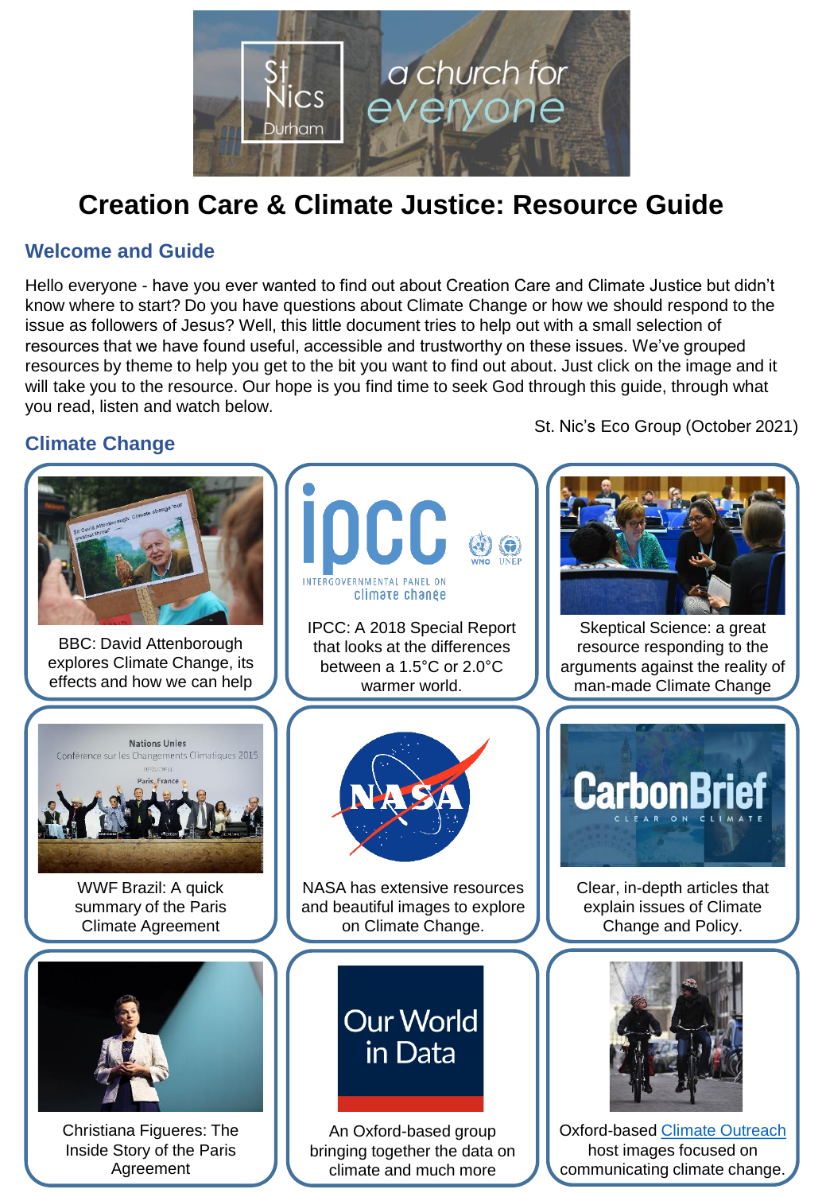# Creation Care & Climate Justice: Resource Guide

## Welcome and Guide

Hello everyone - have you ever wanted to find out about Creation Care and Climate Justice but didn't know where to start? Do you have questions about Climate Change or how we should respond to the issue as followers of Jesus? Well, this little document tries to help out with a small selection of resources that we have found useful, accessible and trustworthy on these issues. We've grouped resources by theme to help you get to the bit you want to find out about. Just click on the image and it will take you to the resource. Our hope is you find time to seek God through this guide, through what you read, listen and watch below.

St. Nic's Eco Group (October 2021)

## Climate Change

BBC: David Attenborough explores Climate Change, its effects and how we can help

IPCC: A 2018 Special Report that looks at the differences between a 1.5°C or 2.0°C warmer world.

Skeptical Science: a great resource responding to the arguments against the reality of man-made Climate Change

WWF Brazil: A quick summary of the Paris Climate Agreement

NASA has extensive resources and beautiful images to explore on Climate Change.

Clear, in-depth articles that explain issues of Climate Change and Policy.

Christiana Figueres: The Inside Story of the Paris Agreement

An Oxford-based group bringing together the data on climate and much more

Oxford-based Climate Outreach host images focused on communicating climate change.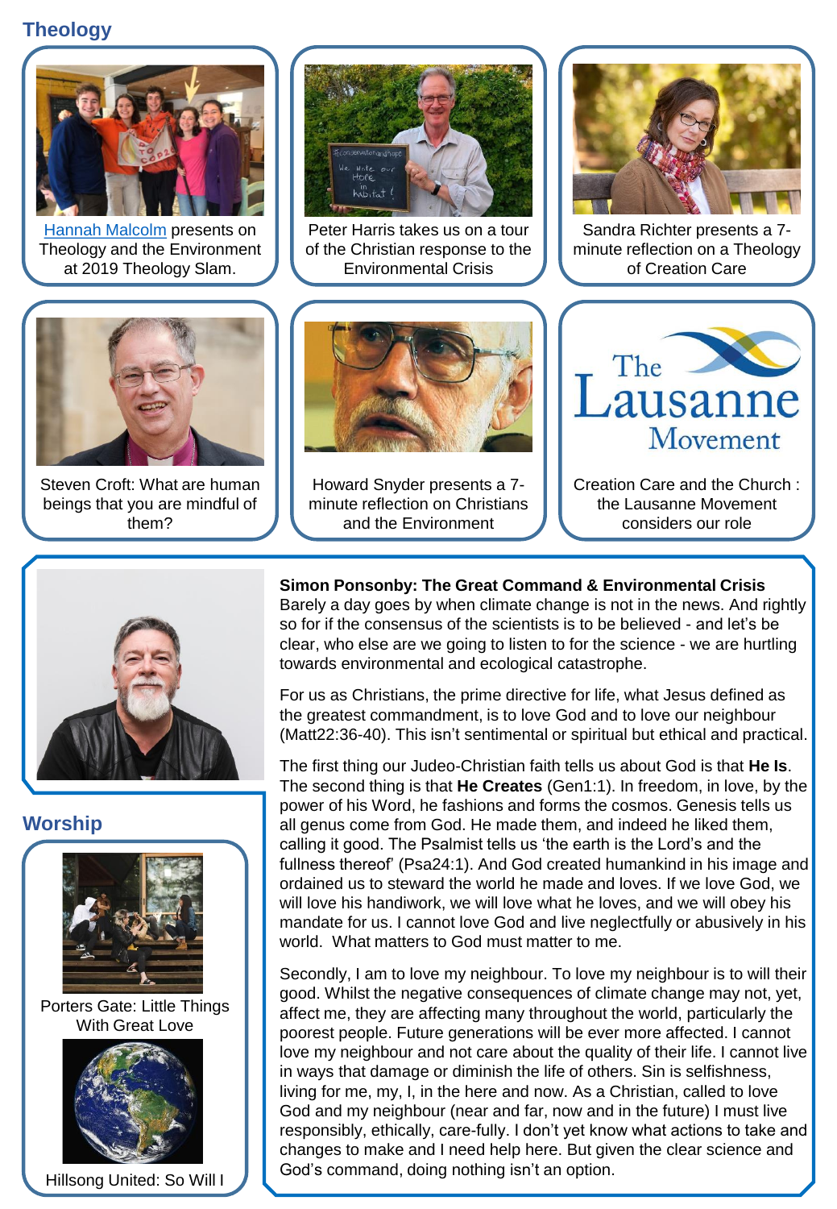## Theology

[Hannah Malcolm] presents on Theology and the Environment at 2019 Theology Slam.

Peter Harris takes us on a tour of the Christian response to the Environmental Crisis

Sandra Richter presents a 7-minute reflection on a Theology of Creation Care

Steven Croft: What are human beings that you are mindful of them?

Howard Snyder presents a 7-minute reflection on Christians and the Environment

Creation Care and the Church : the Lausanne Movement considers our role

**Simon Ponsonby: The Great Command & Environmental Crisis**

Barely a day goes by when climate change is not in the news. And rightly so for if the consensus of the scientists is to be believed - and let's be clear, who else are we going to listen to for the science - we are hurtling towards environmental and ecological catastrophe.

For us as Christians, the prime directive for life, what Jesus defined as the greatest commandment, is to love God and to love our neighbour (Matt22:36-40). This isn't sentimental or spiritual but ethical and practical.

The first thing our Judeo-Christian faith tells us about God is that **He Is**. The second thing is that **He Creates** (Gen1:1). In freedom, in love, by the power of his Word, he fashions and forms the cosmos. Genesis tells us all genus come from God. He made them, and indeed he liked them, calling it good. The Psalmist tells us 'the earth is the Lord's and the fullness thereof' (Psa24:1). And God created humankind in his image and ordained us to steward the world he made and loves. If we love God, we will love his handiwork, we will love what he loves, and we will obey his mandate for us. I cannot love God and live neglectfully or abusively in his world. What matters to God must matter to me.

Secondly, I am to love my neighbour. To love my neighbour is to will their good. Whilst the negative consequences of climate change may not, yet, affect me, they are affecting many throughout the world, particularly the poorest people. Future generations will be ever more affected. I cannot love my neighbour and not care about the quality of their life. I cannot live in ways that damage or diminish the life of others. Sin is selfishness, living for me, my, I, in the here and now. As a Christian, called to love God and my neighbour (near and far, now and in the future) I must live responsibly, ethically, care-fully. I don't yet know what actions to take and changes to make and I need help here. But given the clear science and God's command, doing nothing isn't an option.

## Worship

Porters Gate: Little Things With Great Love

Hillsong United: So Will I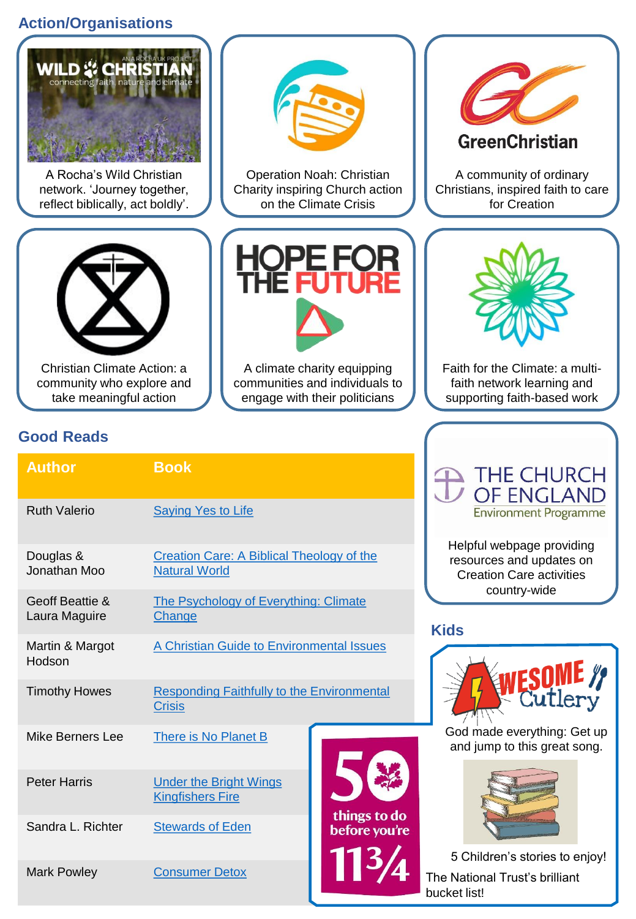## Action/Organisations

A Rocha's Wild Christian network. 'Journey together, reflect biblically, act boldly'.

Operation Noah: Christian Charity inspiring Church action on the Climate Crisis

A community of ordinary Christians, inspired faith to care for Creation

Christian Climate Action: a community who explore and take meaningful action

A climate charity equipping communities and individuals to engage with their politicians

Faith for the Climate: a multi-faith network learning and supporting faith-based work

## Good Reads

| Author | Book |
|---|---|
| Ruth Valerio | Saying Yes to Life |
| Douglas & Jonathan Moo | Creation Care: A Biblical Theology of the Natural World |
| Geoff Beattie & Laura Maguire | The Psychology of Everything: Climate Change |
| Martin & Margot Hodson | A Christian Guide to Environmental Issues |
| Timothy Howes | Responding Faithfully to the Environmental Crisis |
| Mike Berners Lee | There is No Planet B |
| Peter Harris | Under the Bright Wings Kingfishers Fire |
| Sandra L. Richter | Stewards of Eden |
| Mark Powley | Consumer Detox |

THE CHURCH OF ENGLAND Environment Programme

Helpful webpage providing resources and updates on Creation Care activities country-wide

## Kids

God made everything: Get up and jump to this great song.

5 Children's stories to enjoy!

50 things to do before you're 11¾

The National Trust's brilliant bucket list!